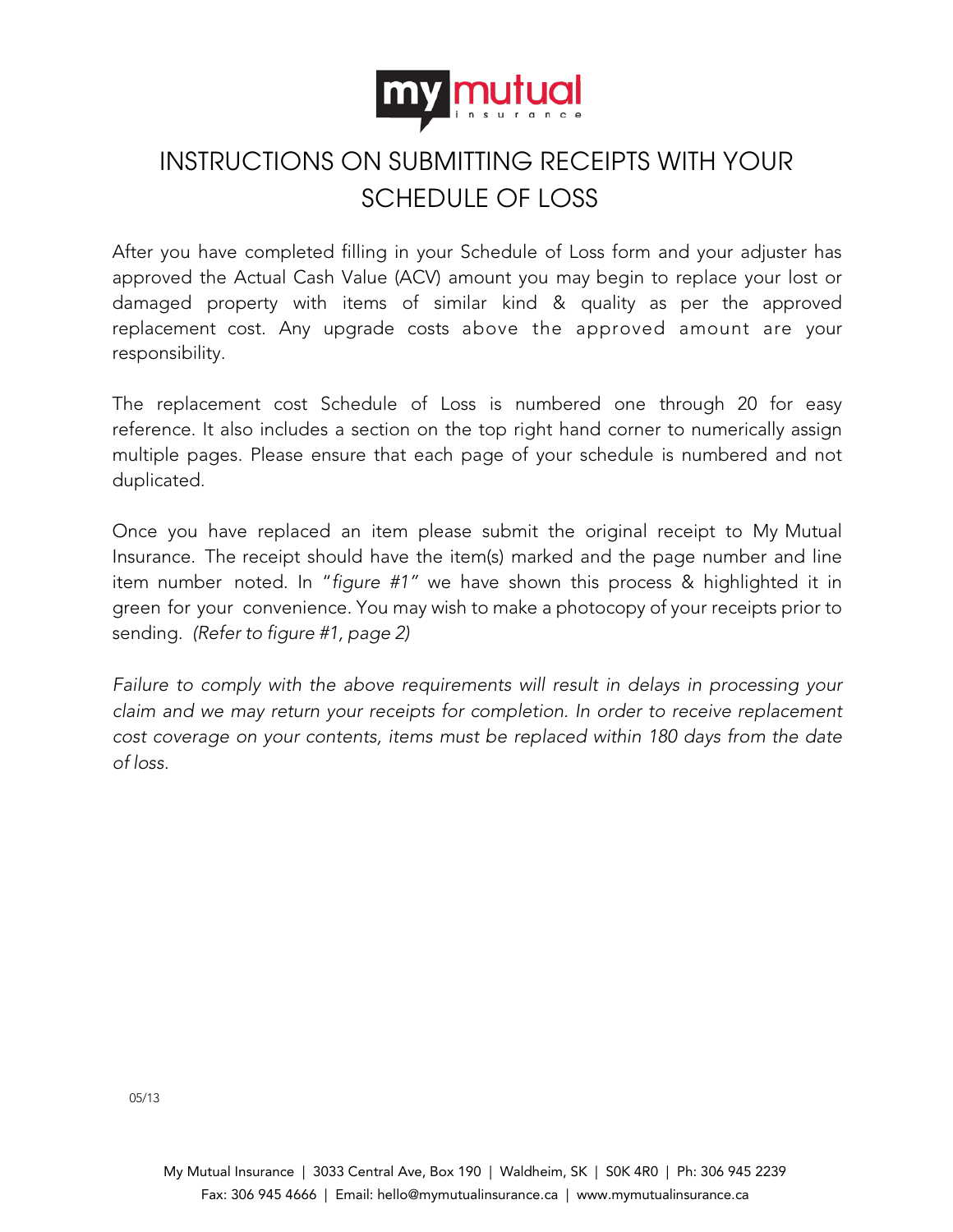# INSTRUCTIONS ON SUBMITTING RECEIPTS WITH YOUR SCHEDULE OF LOSS

After you have completed filling in your Schedule of Loss form and your adjuster has approved the Actual Cash Value (ACV) amount you may begin to replace your lost or damaged property with items of similar kind & quality as per the approved replacement cost. Any upgrade costs above the approved amount are your responsibility.

The replacement cost Schedule of Loss is numbered one through 20 for easy reference. It also includes a section on the top right hand corner to numerically assign multiple pages. Please ensure that each page of your schedule is numbered and not duplicated.

Once you have replaced an item please submit the original receipt to My Mutual Insurance. The receipt should have the item(s) marked and the page number and line item number noted. In "*figure #1*" we have shown this process & highlighted it in green for your convenience. You may wish to make a photocopy of your receipts prior to sending. *(Refer to figure #1, page 2)*

*Failure to comply with the above requirements will result in delays in processing your claim and we may return your receipts for completion. In order to receive replacement cost coverage on your contents, items must be replaced within 180 days from the date of loss.*

05/13

My Mutual Insurance | 3033 Central Ave, Box 190 | Waldheim, SK | S0K 4R0 | Ph: 306 945 2239
Fax: 306 945 4666 | Email: hello@mymutualinsurance.ca | www.mymutualinsurance.ca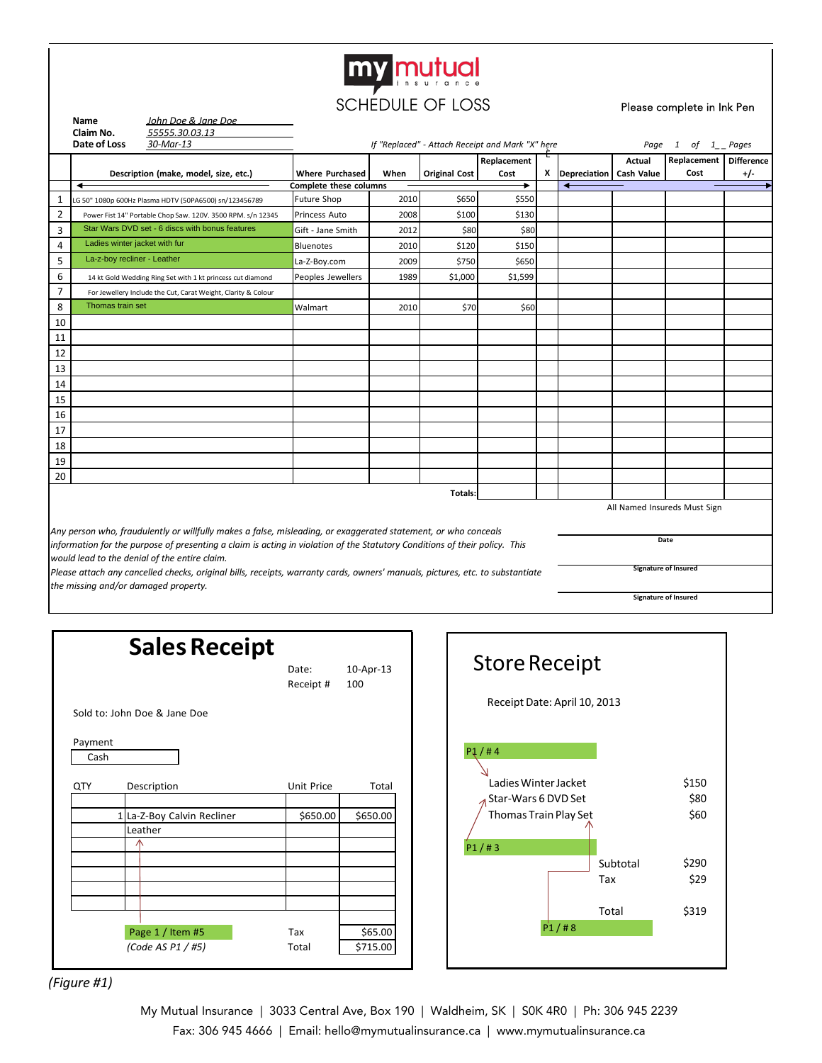# my mutual insurance

## SCHEDULE OF LOSS

Please complete in Ink Pen

**Name** John Doe & Jane Doe
**Claim No.** 55555.30.03.13
**Date of Loss** 30-Mar-13

*If "Replaced" - Attach Receipt and Mark "X" here*

*Page 1 of 1__ Pages*

| | Description (make, model, size, etc.) | Where Purchased | When | Original Cost | Replacement Cost | X | Depreciation | Actual Cash Value | Replacement Cost | Difference +/- |
|---|---|---|---|---|---|---|---|---|---|---|
| | | Complete these columns | | | | | | | | |
| 1 | LG 50" 1080p 600Hz Plasma HDTV (50PA6500) sn/123456789 | Future Shop | 2010 | $650 | $550 | | | | | |
| 2 | Power Fist 14" Portable Chop Saw. 120V. 3500 RPM. s/n 12345 | Princess Auto | 2008 | $100 | $130 | | | | | |
| 3 | Star Wars DVD set - 6 discs with bonus features | Gift - Jane Smith | 2012 | $80 | $80 | | | | | |
| 4 | Ladies winter jacket with fur | Bluenotes | 2010 | $120 | $150 | | | | | |
| 5 | La-z-boy recliner - Leather | La-Z-Boy.com | 2009 | $750 | $650 | | | | | |
| 6 | 14 kt Gold Wedding Ring Set with 1 kt princess cut diamond | Peoples Jewellers | 1989 | $1,000 | $1,599 | | | | | |
| 7 | For Jewellery Include the Cut, Carat Weight, Clarity & Colour | | | | | | | | | |
| 8 | Thomas train set | Walmart | 2010 | $70 | $60 | | | | | |
| 10 | | | | | | | | | | |
| 11 | | | | | | | | | | |
| 12 | | | | | | | | | | |
| 13 | | | | | | | | | | |
| 14 | | | | | | | | | | |
| 15 | | | | | | | | | | |
| 16 | | | | | | | | | | |
| 17 | | | | | | | | | | |
| 18 | | | | | | | | | | |
| 19 | | | | | | | | | | |
| 20 | | | | | | | | | | |
| | | | | Totals: | | | | | | |

All Named Insureds Must Sign

*Any person who, fraudulently or willfully makes a false, misleading, or exaggerated statement, or who conceals information for the purpose of presenting a claim is acting in violation of the Statutory Conditions of their policy. This would lead to the denial of the entire claim.*

*Please attach any cancelled checks, original bills, receipts, warranty cards, owners' manuals, pictures, etc. to substantiate the missing and/or damaged property.*

Date

Signature of Insured

Signature of Insured

## Sales Receipt

Date: 10-Apr-13
Receipt # 100

Sold to: John Doe & Jane Doe

Payment
Cash

| QTY | Description | Unit Price | Total |
|---|---|---|---|
| 1 | La-Z-Boy Calvin Recliner | $650.00 | $650.00 |
| | Leather | | |
| | Page 1 / Item #5 | Tax | $65.00 |
| | *(Code AS P1 / #5)* | Total | $715.00 |

## Store Receipt

Receipt Date: April 10, 2013

P1 / # 4

| | |
|---|---|
| Ladies Winter Jacket | $150 |
| Star-Wars 6 DVD Set | $80 |
| Thomas Train Play Set | $60 |

P1 / # 3

| | |
|---|---|
| Subtotal | $290 |
| Tax | $29 |
| Total | $319 |

P1 / # 8

*(Figure #1)*

My Mutual Insurance | 3033 Central Ave, Box 190 | Waldheim, SK | S0K 4R0 | Ph: 306 945 2239
Fax: 306 945 4666 | Email: hello@mymutualinsurance.ca | www.mymutualinsurance.ca